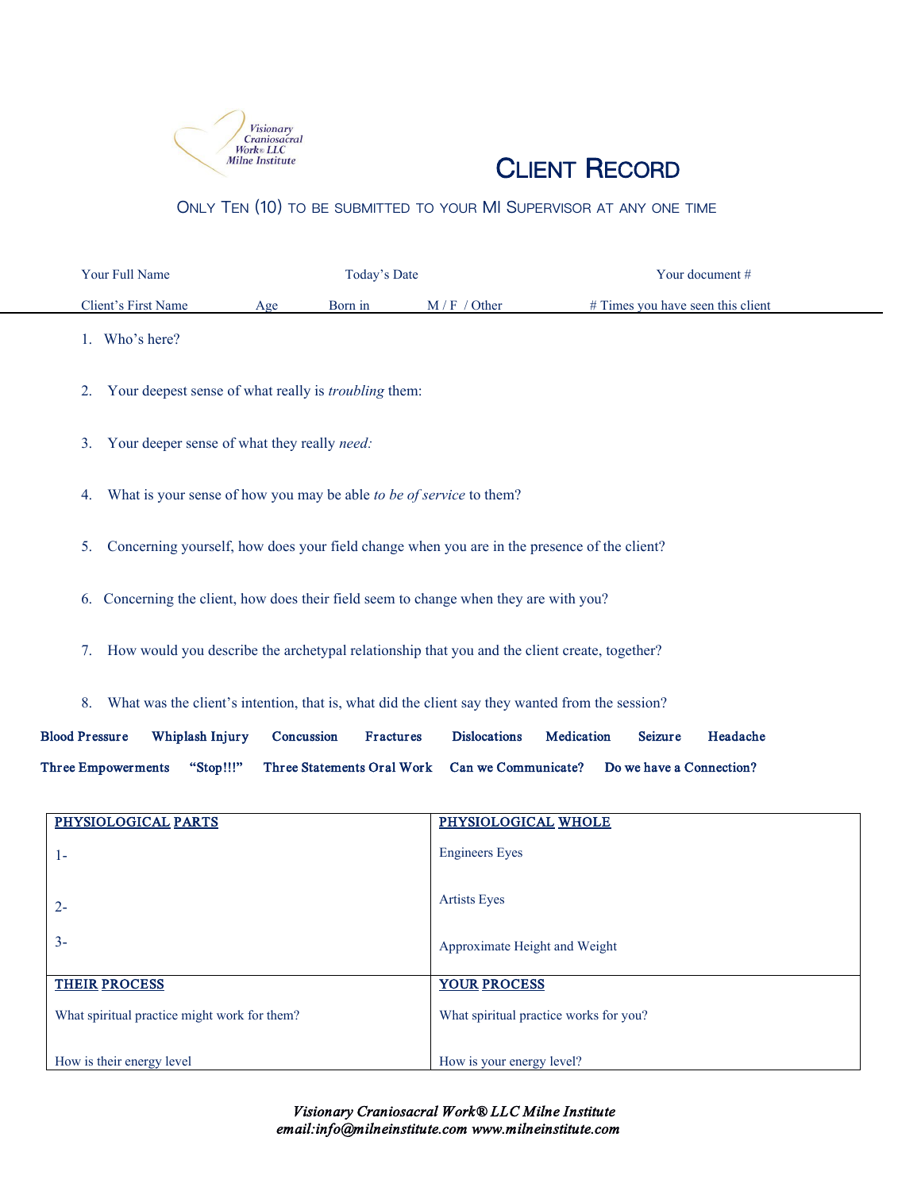Visionary Craniosacral Work® LLC Milne Institute

# Client Record

Only Ten (10) to be submitted to your MI Supervisor at any one time

Your Full Name Today's Date Your document #

Client's First Name Age Born in M / F / Other # Times you have seen this client

1. Who's here?

2. Your deepest sense of what really is *troubling* them:

3. Your deeper sense of what they really *need:*

4. What is your sense of how you may be able *to be of service* to them?

5. Concerning yourself, how does your field change when you are in the presence of the client?

6. Concerning the client, how does their field seem to change when they are with you?

7. How would you describe the archetypal relationship that you and the client create, together?

8. What was the client's intention, that is, what did the client say they wanted from the session?

**Blood Pressure Whiplash Injury Concussion Fractures Dislocations Medication Seizure Headache**

**Three Empowerments "Stop!!!" Three Statements Oral Work Can we Communicate? Do we have a Connection?**

| PHYSIOLOGICAL PARTS | PHYSIOLOGICAL WHOLE |
|---|---|
| 1- | Engineers Eyes |
| 2- | Artists Eyes |
| 3- | Approximate Height and Weight |
| **THEIR PROCESS** | **YOUR PROCESS** |
| What spiritual practice might work for them? | What spiritual practice works for you? |
| How is their energy level | How is your energy level? |

*Visionary Craniosacral Work® LLC Milne Institute*
*email:info@milneinstitute.com www.milneinstitute.com*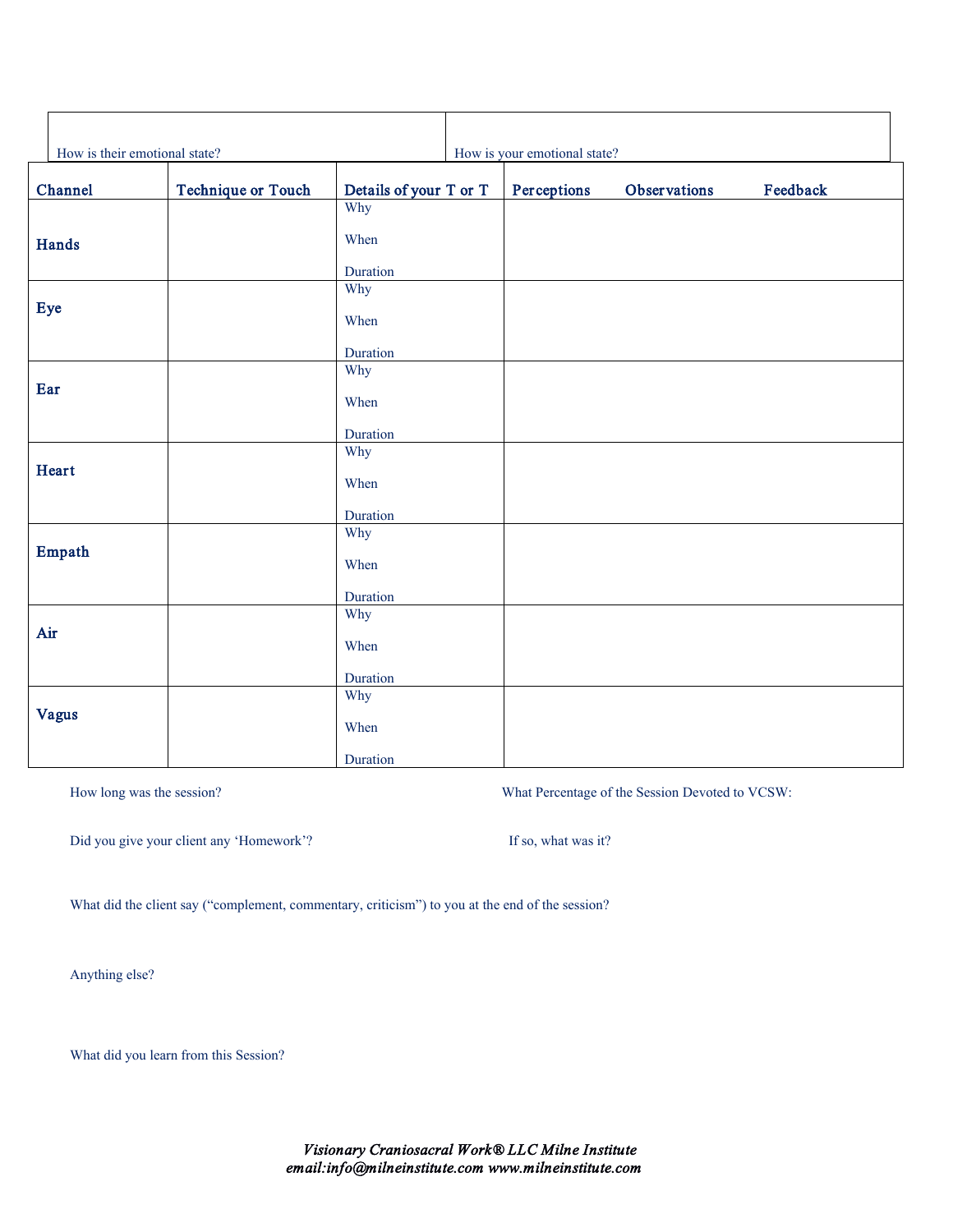| | |
|---|---|
| How is their emotional state? | How is your emotional state? |

| Channel | Technique or Touch | Details of your T or T | Perceptions Observations Feedback |
|---|---|---|---|
| Hands | | Why<br><br>When<br><br>Duration | |
| Eye | | Why<br><br>When<br><br>Duration | |
| Ear | | Why<br><br>When<br><br>Duration | |
| Heart | | Why<br><br>When<br><br>Duration | |
| Empath | | Why<br><br>When<br><br>Duration | |
| Air | | Why<br><br>When<br><br>Duration | |
| Vagus | | Why<br><br>When<br><br>Duration | |

How long was the session?

What Percentage of the Session Devoted to VCSW:

Did you give your client any 'Homework'?

If so, what was it?

What did the client say ("complement, commentary, criticism") to you at the end of the session?

Anything else?

What did you learn from this Session?

***Visionary Craniosacral Work® LLC Milne Institute***
***email:info@milneinstitute.com www.milneinstitute.com***